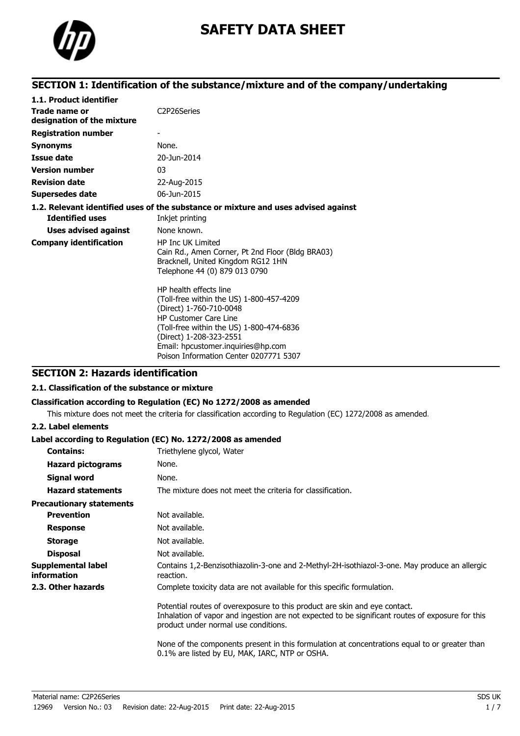# SAFETY DATA SHEET

## SECTION 1: Identification of the substance/mixture and of the company/undertaking

### 1.1. Product identifier

| | |
|---|---|
| **Trade name or designation of the mixture** | C2P26Series |
| **Registration number** | - |
| **Synonyms** | None. |
| **Issue date** | 20-Jun-2014 |
| **Version number** | 03 |
| **Revision date** | 22-Aug-2015 |
| **Supersedes date** | 06-Jun-2015 |

### 1.2. Relevant identified uses of the substance or mixture and uses advised against

| | |
|---|---|
| **Identified uses** | Inkjet printing |
| **Uses advised against** | None known. |

**Company identification**

HP Inc UK Limited
Cain Rd., Amen Corner, Pt 2nd Floor (Bldg BRA03)
Bracknell, United Kingdom RG12 1HN
Telephone 44 (0) 879 013 0790

HP health effects line
(Toll-free within the US) 1-800-457-4209
(Direct) 1-760-710-0048
HP Customer Care Line
(Toll-free within the US) 1-800-474-6836
(Direct) 1-208-323-2551
Email: hpcustomer.inquiries@hp.com
Poison Information Center 0207771 5307

## SECTION 2: Hazards identification

### 2.1. Classification of the substance or mixture

**Classification according to Regulation (EC) No 1272/2008 as amended**

This mixture does not meet the criteria for classification according to Regulation (EC) 1272/2008 as amended.

### 2.2. Label elements

**Label according to Regulation (EC) No. 1272/2008 as amended**

| | |
|---|---|
| **Contains:** | Triethylene glycol, Water |
| **Hazard pictograms** | None. |
| **Signal word** | None. |
| **Hazard statements** | The mixture does not meet the criteria for classification. |

**Precautionary statements**

| | |
|---|---|
| **Prevention** | Not available. |
| **Response** | Not available. |
| **Storage** | Not available. |
| **Disposal** | Not available. |

**Supplemental label information**: Contains 1,2-Benzisothiazolin-3-one and 2-Methyl-2H-isothiazol-3-one. May produce an allergic reaction.

### 2.3. Other hazards

Complete toxicity data are not available for this specific formulation.

Potential routes of overexposure to this product are skin and eye contact.
Inhalation of vapor and ingestion are not expected to be significant routes of exposure for this product under normal use conditions.

None of the components present in this formulation at concentrations equal to or greater than 0.1% are listed by EU, MAK, IARC, NTP or OSHA.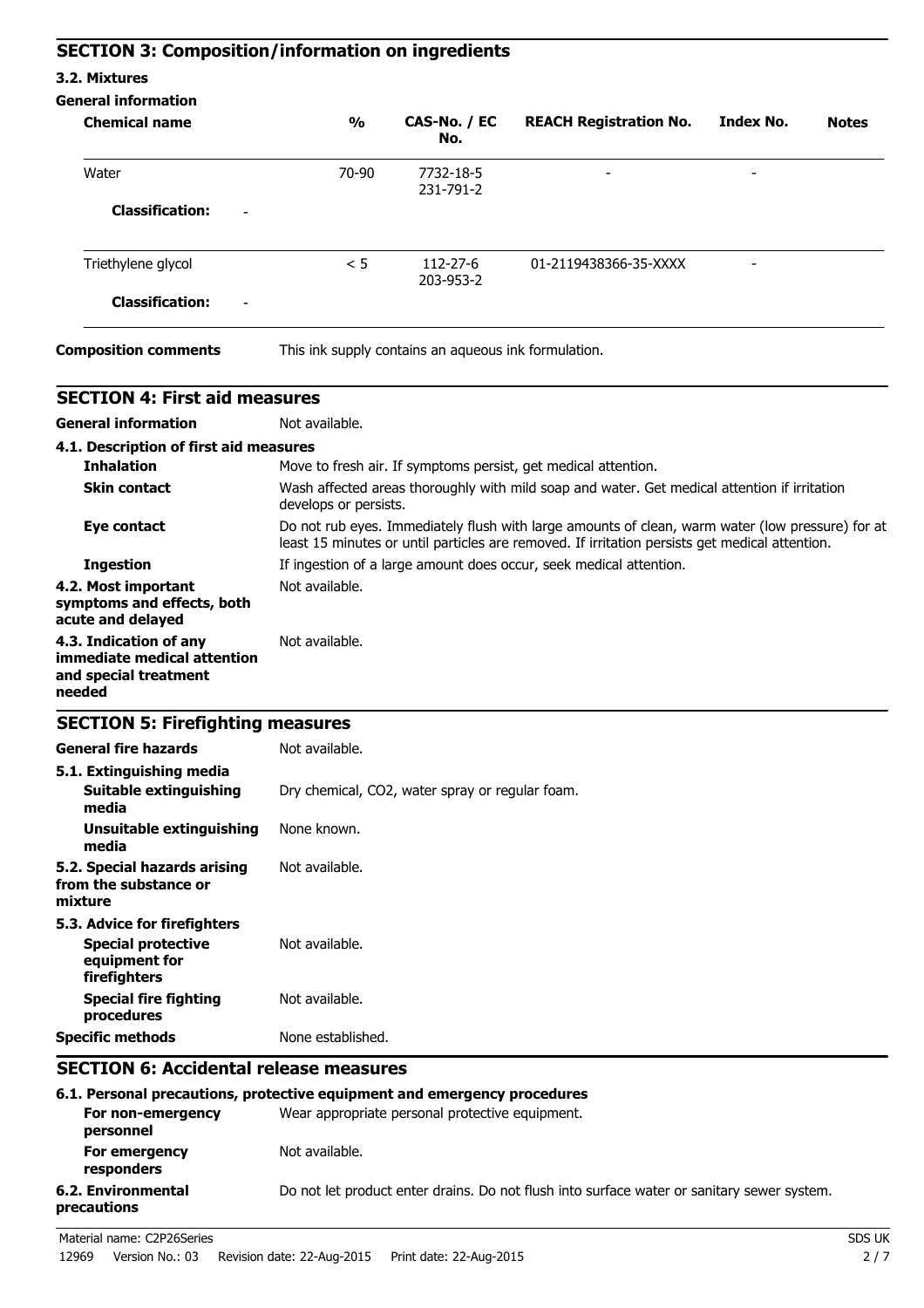## SECTION 3: Composition/information on ingredients

### 3.2. Mixtures

**General information**

| Chemical name | % | CAS-No. / EC No. | REACH Registration No. | Index No. | Notes |
|---|---|---|---|---|---|
| Water | 70-90 | 7732-18-5<br>231-791-2 | - | - | |
| **Classification:** - | | | | | |
| Triethylene glycol | < 5 | 112-27-6<br>203-953-2 | 01-2119438366-35-XXXX | - | |
| **Classification:** - | | | | | |

**Composition comments** This ink supply contains an aqueous ink formulation.

## SECTION 4: First aid measures

**General information** Not available.

**4.1. Description of first aid measures**

**Inhalation** Move to fresh air. If symptoms persist, get medical attention.

**Skin contact** Wash affected areas thoroughly with mild soap and water. Get medical attention if irritation develops or persists.

**Eye contact** Do not rub eyes. Immediately flush with large amounts of clean, warm water (low pressure) for at least 15 minutes or until particles are removed. If irritation persists get medical attention.

**Ingestion** If ingestion of a large amount does occur, seek medical attention.

**4.2. Most important symptoms and effects, both acute and delayed** Not available.

**4.3. Indication of any immediate medical attention and special treatment needed** Not available.

## SECTION 5: Firefighting measures

**General fire hazards** Not available.

**5.1. Extinguishing media**

**Suitable extinguishing media** Dry chemical, $CO_2$, water spray or regular foam.

**Unsuitable extinguishing media** None known.

**5.2. Special hazards arising from the substance or mixture** Not available.

**5.3. Advice for firefighters**

**Special protective equipment for firefighters** Not available.

**Special fire fighting procedures** Not available.

**Specific methods** None established.

## SECTION 6: Accidental release measures

**6.1. Personal precautions, protective equipment and emergency procedures**

**For non-emergency personnel** Wear appropriate personal protective equipment.

**For emergency responders** Not available.

**6.2. Environmental precautions** Do not let product enter drains. Do not flush into surface water or sanitary sewer system.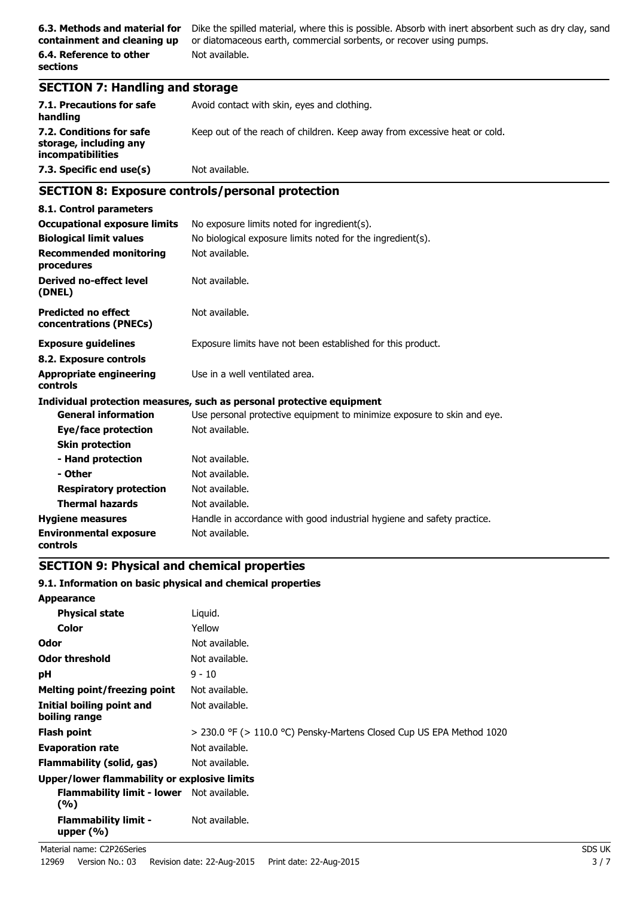| | |
|---|---|
| **6.3. Methods and material for containment and cleaning up** | Dike the spilled material, where this is possible. Absorb with inert absorbent such as dry clay, sand or diatomaceous earth, commercial sorbents, or recover using pumps. |
| **6.4. Reference to other sections** | Not available. |

## SECTION 7: Handling and storage

| | |
|---|---|
| **7.1. Precautions for safe handling** | Avoid contact with skin, eyes and clothing. |
| **7.2. Conditions for safe storage, including any incompatibilities** | Keep out of the reach of children. Keep away from excessive heat or cold. |
| **7.3. Specific end use(s)** | Not available. |

## SECTION 8: Exposure controls/personal protection

**8.1. Control parameters**

| | |
|---|---|
| **Occupational exposure limits** | No exposure limits noted for ingredient(s). |
| **Biological limit values** | No biological exposure limits noted for the ingredient(s). |
| **Recommended monitoring procedures** | Not available. |
| **Derived no-effect level (DNEL)** | Not available. |
| **Predicted no effect concentrations (PNECs)** | Not available. |
| **Exposure guidelines** | Exposure limits have not been established for this product. |

**8.2. Exposure controls**

| | |
|---|---|
| **Appropriate engineering controls** | Use in a well ventilated area. |

**Individual protection measures, such as personal protective equipment**

| | |
|---|---|
| **General information** | Use personal protective equipment to minimize exposure to skin and eye. |
| **Eye/face protection** | Not available. |
| **Skin protection** | |
| **- Hand protection** | Not available. |
| **- Other** | Not available. |
| **Respiratory protection** | Not available. |
| **Thermal hazards** | Not available. |
| **Hygiene measures** | Handle in accordance with good industrial hygiene and safety practice. |
| **Environmental exposure controls** | Not available. |

## SECTION 9: Physical and chemical properties

**9.1. Information on basic physical and chemical properties**

| | |
|---|---|
| **Appearance** | |
| **Physical state** | Liquid. |
| **Color** | Yellow |
| **Odor** | Not available. |
| **Odor threshold** | Not available. |
| **pH** | 9 - 10 |
| **Melting point/freezing point** | Not available. |
| **Initial boiling point and boiling range** | Not available. |
| **Flash point** | > 230.0 °F (> 110.0 °C) Pensky-Martens Closed Cup US EPA Method 1020 |
| **Evaporation rate** | Not available. |
| **Flammability (solid, gas)** | Not available. |
| **Upper/lower flammability or explosive limits** | |
| **Flammability limit - lower (%)** | Not available. |
| **Flammability limit - upper (%)** | Not available. |

Material name: C2P26Series

12969 Version No.: 03 Revision date: 22-Aug-2015 Print date: 22-Aug-2015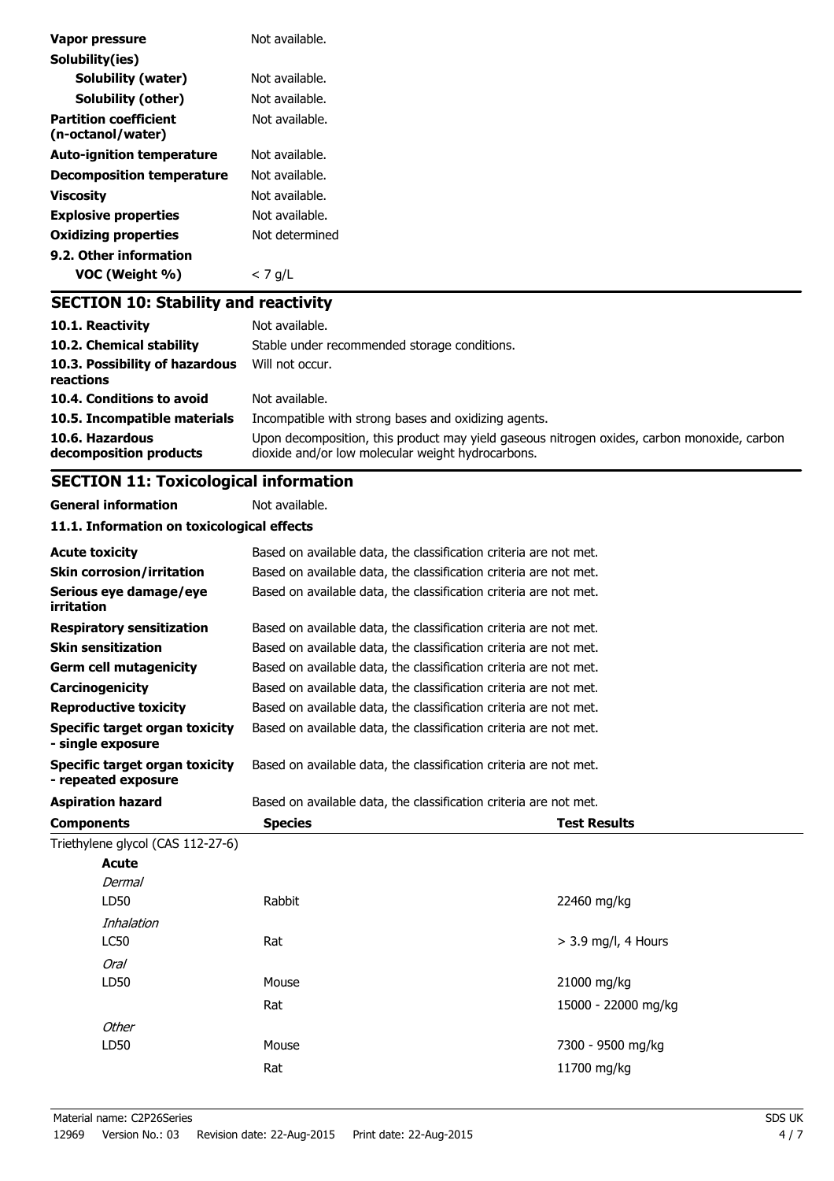| | |
|---|---|
| **Vapor pressure** | Not available. |
| **Solubility(ies)** | |
| **Solubility (water)** | Not available. |
| **Solubility (other)** | Not available. |
| **Partition coefficient (n-octanol/water)** | Not available. |
| **Auto-ignition temperature** | Not available. |
| **Decomposition temperature** | Not available. |
| **Viscosity** | Not available. |
| **Explosive properties** | Not available. |
| **Oxidizing properties** | Not determined |
| **9.2. Other information** | |
| **VOC (Weight %)** | < 7 g/L |

## SECTION 10: Stability and reactivity

| | |
|---|---|
| **10.1. Reactivity** | Not available. |
| **10.2. Chemical stability** | Stable under recommended storage conditions. |
| **10.3. Possibility of hazardous reactions** | Will not occur. |
| **10.4. Conditions to avoid** | Not available. |
| **10.5. Incompatible materials** | Incompatible with strong bases and oxidizing agents. |
| **10.6. Hazardous decomposition products** | Upon decomposition, this product may yield gaseous nitrogen oxides, carbon monoxide, carbon dioxide and/or low molecular weight hydrocarbons. |

## SECTION 11: Toxicological information

**General information** Not available.

### 11.1. Information on toxicological effects

| | |
|---|---|
| **Acute toxicity** | Based on available data, the classification criteria are not met. |
| **Skin corrosion/irritation** | Based on available data, the classification criteria are not met. |
| **Serious eye damage/eye irritation** | Based on available data, the classification criteria are not met. |
| **Respiratory sensitization** | Based on available data, the classification criteria are not met. |
| **Skin sensitization** | Based on available data, the classification criteria are not met. |
| **Germ cell mutagenicity** | Based on available data, the classification criteria are not met. |
| **Carcinogenicity** | Based on available data, the classification criteria are not met. |
| **Reproductive toxicity** | Based on available data, the classification criteria are not met. |
| **Specific target organ toxicity - single exposure** | Based on available data, the classification criteria are not met. |
| **Specific target organ toxicity - repeated exposure** | Based on available data, the classification criteria are not met. |
| **Aspiration hazard** | Based on available data, the classification criteria are not met. |

| **Components** | **Species** | **Test Results** |
|---|---|---|
| Triethylene glycol (CAS 112-27-6) | | |
| **Acute** | | |
| *Dermal* | | |
| LD50 | Rabbit | 22460 mg/kg |
| *Inhalation* | | |
| LC50 | Rat | > 3.9 mg/l, 4 Hours |
| *Oral* | | |
| LD50 | Mouse | 21000 mg/kg |
| | Rat | 15000 - 22000 mg/kg |
| *Other* | | |
| LD50 | Mouse | 7300 - 9500 mg/kg |
| | Rat | 11700 mg/kg |

Material name: C2P26Series

12969 Version No.: 03 Revision date: 22-Aug-2015 Print date: 22-Aug-2015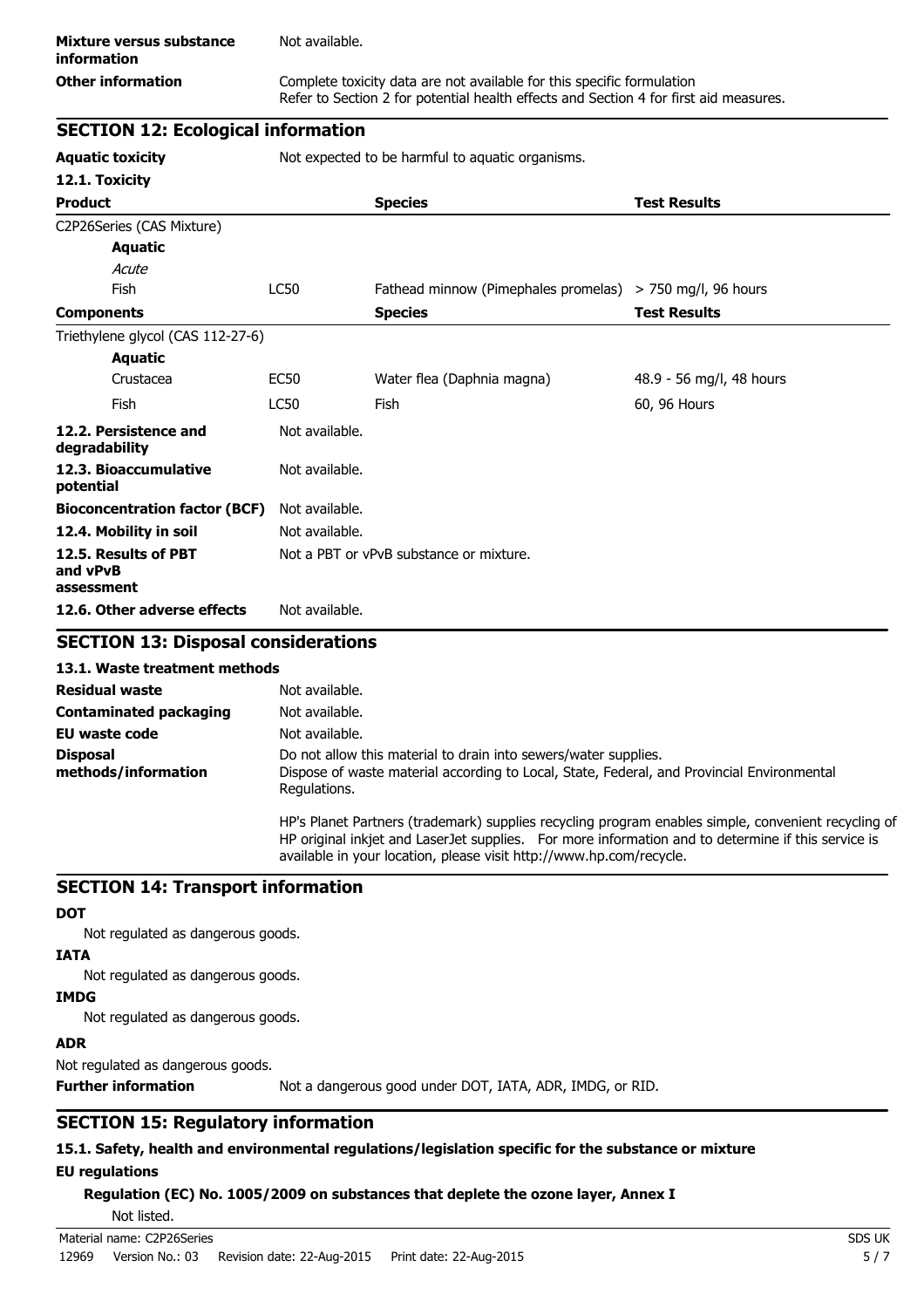| | |
|---|---|
| **Mixture versus substance information** | Not available. |
| **Other information** | Complete toxicity data are not available for this specific formulation<br>Refer to Section 2 for potential health effects and Section 4 for first aid measures. |

## SECTION 12: Ecological information

**Aquatic toxicity** Not expected to be harmful to aquatic organisms.

**12.1. Toxicity**

| Product | | Species | Test Results |
|---|---|---|---|
| C2P26Series (CAS Mixture) | | | |
| **Aquatic** | | | |
| *Acute* | | | |
| Fish | LC50 | Fathead minnow (Pimephales promelas) | > 750 mg/l, 96 hours |
| **Components** | | **Species** | **Test Results** |
| Triethylene glycol (CAS 112-27-6) | | | |
| **Aquatic** | | | |
| Crustacea | EC50 | Water flea (Daphnia magna) | 48.9 - 56 mg/l, 48 hours |
| Fish | LC50 | Fish | 60, 96 Hours |

| | |
|---|---|
| **12.2. Persistence and degradability** | Not available. |
| **12.3. Bioaccumulative potential** | Not available. |
| **Bioconcentration factor (BCF)** | Not available. |
| **12.4. Mobility in soil** | Not available. |
| **12.5. Results of PBT and vPvB assessment** | Not a PBT or vPvB substance or mixture. |
| **12.6. Other adverse effects** | Not available. |

## SECTION 13: Disposal considerations

**13.1. Waste treatment methods**

| | |
|---|---|
| **Residual waste** | Not available. |
| **Contaminated packaging** | Not available. |
| **EU waste code** | Not available. |
| **Disposal methods/information** | Do not allow this material to drain into sewers/water supplies.<br>Dispose of waste material according to Local, State, Federal, and Provincial Environmental Regulations.<br><br>HP's Planet Partners (trademark) supplies recycling program enables simple, convenient recycling of HP original inkjet and LaserJet supplies. For more information and to determine if this service is available in your location, please visit http://www.hp.com/recycle. |

## SECTION 14: Transport information

**DOT**

Not regulated as dangerous goods.

**IATA**

Not regulated as dangerous goods.

**IMDG**

Not regulated as dangerous goods.

**ADR**

Not regulated as dangerous goods.

**Further information** Not a dangerous good under DOT, IATA, ADR, IMDG, or RID.

## SECTION 15: Regulatory information

**15.1. Safety, health and environmental regulations/legislation specific for the substance or mixture**

**EU regulations**

**Regulation (EC) No. 1005/2009 on substances that deplete the ozone layer, Annex I**

Not listed.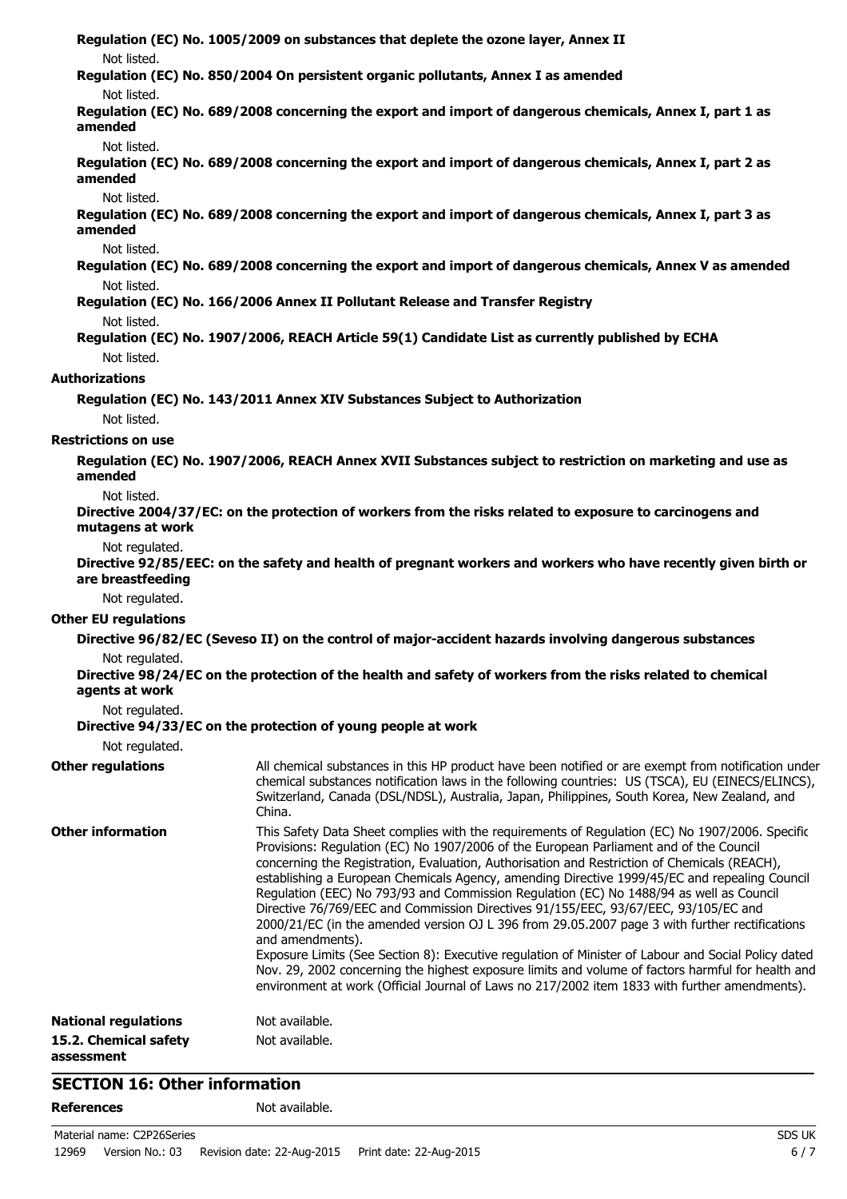**Regulation (EC) No. 1005/2009 on substances that deplete the ozone layer, Annex II**

Not listed.

**Regulation (EC) No. 850/2004 On persistent organic pollutants, Annex I as amended**

Not listed.

**Regulation (EC) No. 689/2008 concerning the export and import of dangerous chemicals, Annex I, part 1 as amended**

Not listed.

**Regulation (EC) No. 689/2008 concerning the export and import of dangerous chemicals, Annex I, part 2 as amended**

Not listed.

**Regulation (EC) No. 689/2008 concerning the export and import of dangerous chemicals, Annex I, part 3 as amended**

Not listed.

**Regulation (EC) No. 689/2008 concerning the export and import of dangerous chemicals, Annex V as amended**

Not listed.

**Regulation (EC) No. 166/2006 Annex II Pollutant Release and Transfer Registry**

Not listed.

**Regulation (EC) No. 1907/2006, REACH Article 59(1) Candidate List as currently published by ECHA**

Not listed.

**Authorizations**

**Regulation (EC) No. 143/2011 Annex XIV Substances Subject to Authorization**

Not listed.

**Restrictions on use**

**Regulation (EC) No. 1907/2006, REACH Annex XVII Substances subject to restriction on marketing and use as amended**

Not listed.

**Directive 2004/37/EC: on the protection of workers from the risks related to exposure to carcinogens and mutagens at work**

Not regulated.

**Directive 92/85/EEC: on the safety and health of pregnant workers and workers who have recently given birth or are breastfeeding**

Not regulated.

**Other EU regulations**

**Directive 96/82/EC (Seveso II) on the control of major-accident hazards involving dangerous substances**

Not regulated.

**Directive 98/24/EC on the protection of the health and safety of workers from the risks related to chemical agents at work**

Not regulated.

**Directive 94/33/EC on the protection of young people at work**

Not regulated.

**Other regulations**

All chemical substances in this HP product have been notified or are exempt from notification under chemical substances notification laws in the following countries: US (TSCA), EU (EINECS/ELINCS), Switzerland, Canada (DSL/NDSL), Australia, Japan, Philippines, South Korea, New Zealand, and China.

**Other information**

This Safety Data Sheet complies with the requirements of Regulation (EC) No 1907/2006. Specific Provisions: Regulation (EC) No 1907/2006 of the European Parliament and of the Council concerning the Registration, Evaluation, Authorisation and Restriction of Chemicals (REACH), establishing a European Chemicals Agency, amending Directive 1999/45/EC and repealing Council Regulation (EEC) No 793/93 and Commission Regulation (EC) No 1488/94 as well as Council Directive 76/769/EEC and Commission Directives 91/155/EEC, 93/67/EEC, 93/105/EC and 2000/21/EC (in the amended version OJ L 396 from 29.05.2007 page 3 with further rectifications and amendments).

Exposure Limits (See Section 8): Executive regulation of Minister of Labour and Social Policy dated Nov. 29, 2002 concerning the highest exposure limits and volume of factors harmful for health and environment at work (Official Journal of Laws no 217/2002 item 1833 with further amendments).

**National regulations**

Not available.

**15.2. Chemical safety assessment**

Not available.

## SECTION 16: Other information

**References**

Not available.

Material name: C2P26Series

12969 Version No.: 03 Revision date: 22-Aug-2015 Print date: 22-Aug-2015

SDS UK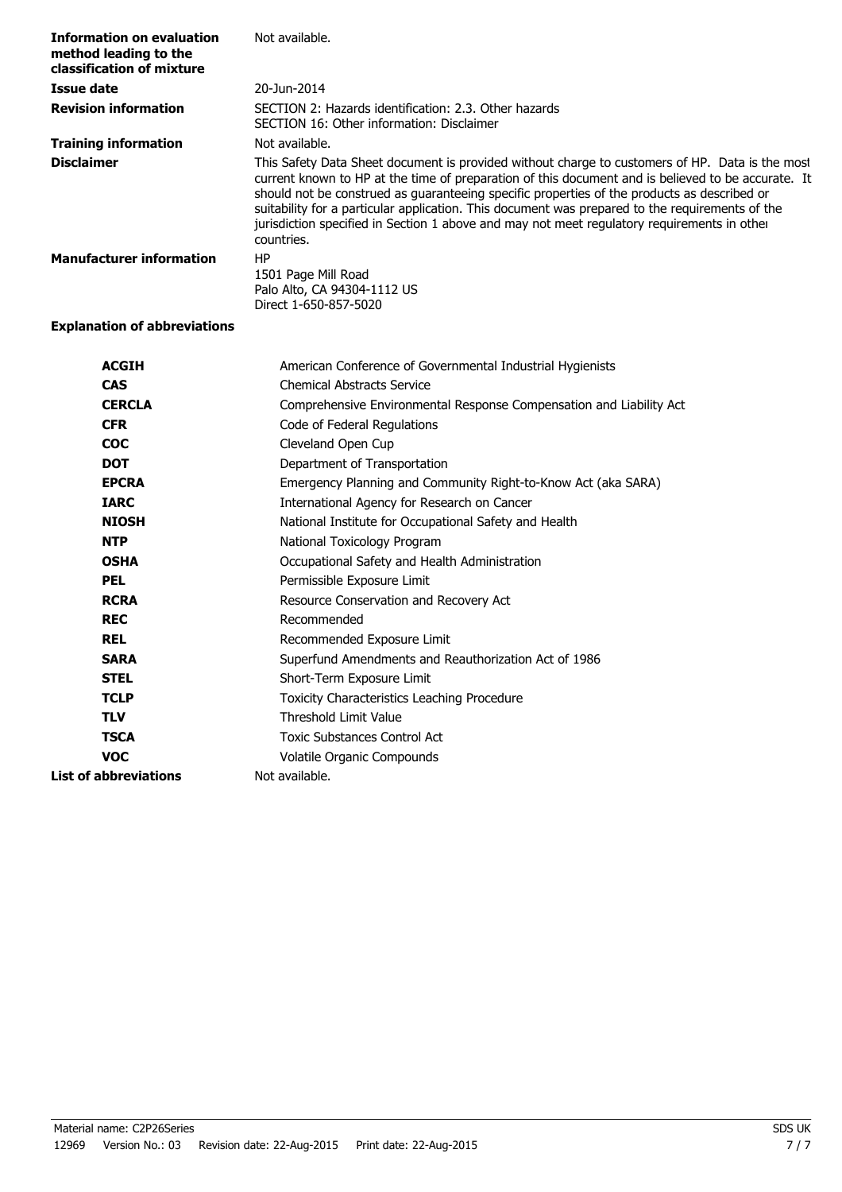**Information on evaluation method leading to the classification of mixture** Not available.

**Issue date** 20-Jun-2014

**Revision information** SECTION 2: Hazards identification: 2.3. Other hazards
SECTION 16: Other information: Disclaimer

**Training information** Not available.

**Disclaimer** This Safety Data Sheet document is provided without charge to customers of HP. Data is the most current known to HP at the time of preparation of this document and is believed to be accurate. It should not be construed as guaranteeing specific properties of the products as described or suitability for a particular application. This document was prepared to the requirements of the jurisdiction specified in Section 1 above and may not meet regulatory requirements in other countries.

**Manufacturer information** HP
1501 Page Mill Road
Palo Alto, CA 94304-1112 US
Direct 1-650-857-5020

**Explanation of abbreviations**

| | |
|---|---|
| **ACGIH** | American Conference of Governmental Industrial Hygienists |
| **CAS** | Chemical Abstracts Service |
| **CERCLA** | Comprehensive Environmental Response Compensation and Liability Act |
| **CFR** | Code of Federal Regulations |
| **COC** | Cleveland Open Cup |
| **DOT** | Department of Transportation |
| **EPCRA** | Emergency Planning and Community Right-to-Know Act (aka SARA) |
| **IARC** | International Agency for Research on Cancer |
| **NIOSH** | National Institute for Occupational Safety and Health |
| **NTP** | National Toxicology Program |
| **OSHA** | Occupational Safety and Health Administration |
| **PEL** | Permissible Exposure Limit |
| **RCRA** | Resource Conservation and Recovery Act |
| **REC** | Recommended |
| **REL** | Recommended Exposure Limit |
| **SARA** | Superfund Amendments and Reauthorization Act of 1986 |
| **STEL** | Short-Term Exposure Limit |
| **TCLP** | Toxicity Characteristics Leaching Procedure |
| **TLV** | Threshold Limit Value |
| **TSCA** | Toxic Substances Control Act |
| **VOC** | Volatile Organic Compounds |

**List of abbreviations** Not available.

Material name: C2P26Series
12969 Version No.: 03 Revision date: 22-Aug-2015 Print date: 22-Aug-2015